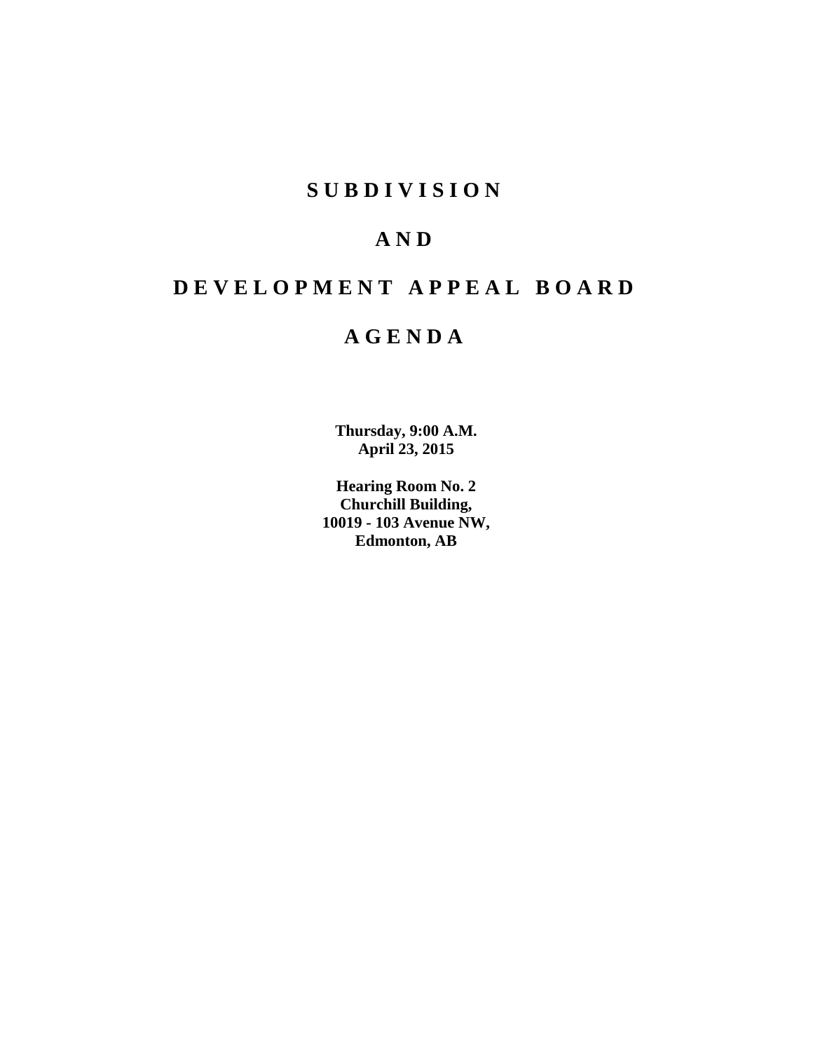# S U B D I V I S I O N

# A N D

# D E V E L O P M E N T   A P P E A L   B O A R D

# A G E N D A

**Thursday, 9:00 A.M.**
**April 23, 2015**

**Hearing Room No. 2**
**Churchill Building,**
**10019 - 103 Avenue NW,**
**Edmonton, AB**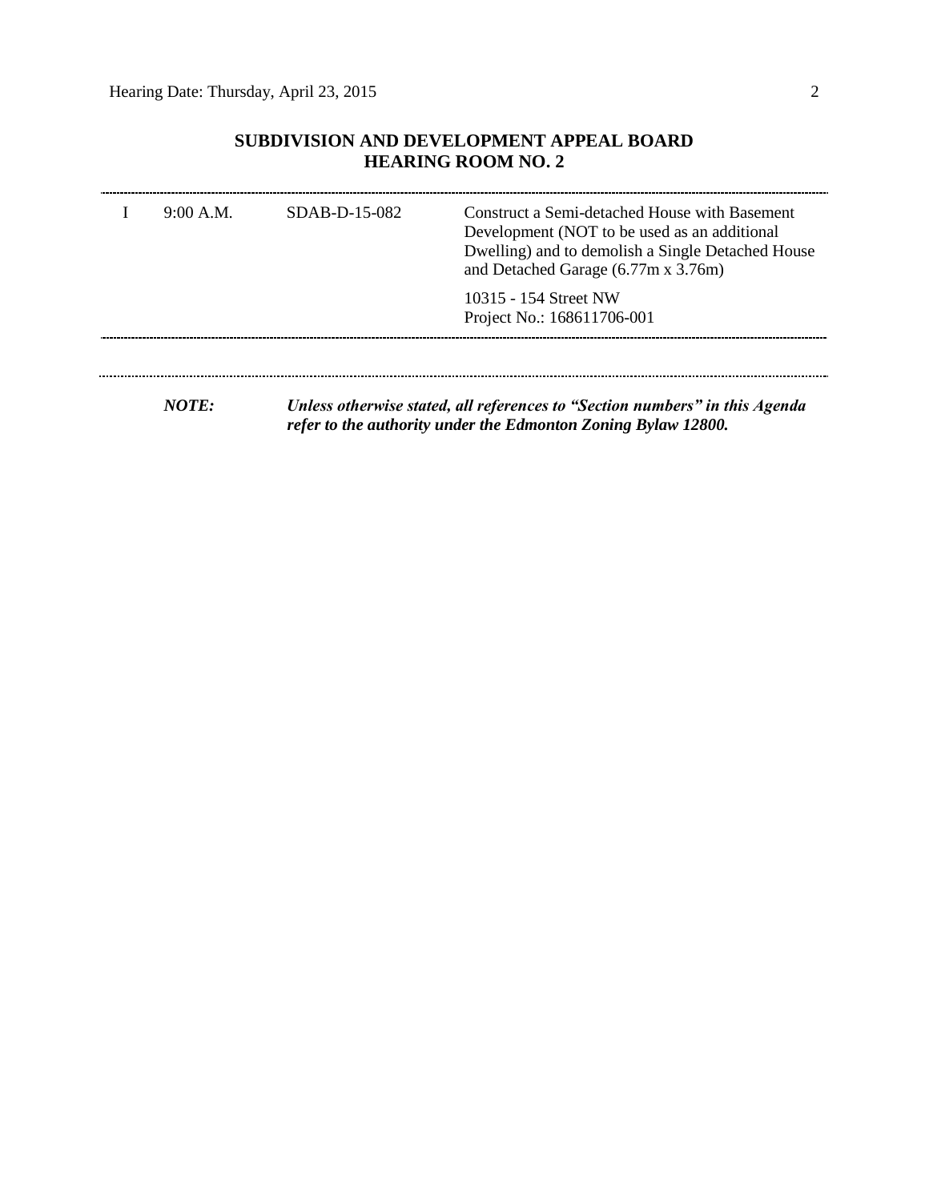## SUBDIVISION AND DEVELOPMENT APPEAL BOARD
## HEARING ROOM NO. 2

| | | | |
|---|---|---|---|
| I | 9:00 A.M. | SDAB-D-15-082 | Construct a Semi-detached House with Basement Development (NOT to be used as an additional Dwelling) and to demolish a Single Detached House and Detached Garage (6.77m x 3.76m)<br><br>10315 - 154 Street NW<br>Project No.: 168611706-001 |

***NOTE:*** ***Unless otherwise stated, all references to "Section numbers" in this Agenda refer to the authority under the Edmonton Zoning Bylaw 12800.***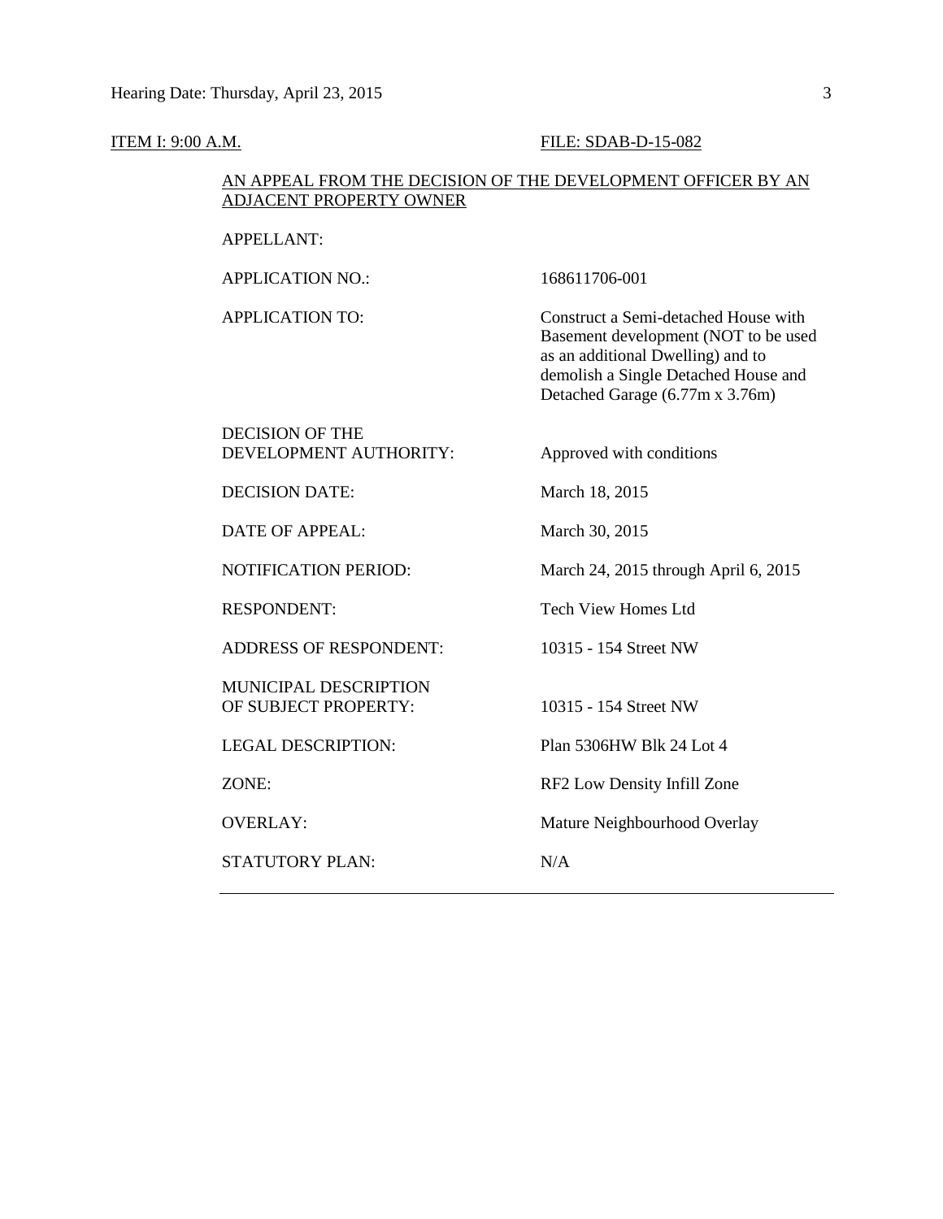ITEM I: 9:00 A.M. FILE: SDAB-D-15-082

AN APPEAL FROM THE DECISION OF THE DEVELOPMENT OFFICER BY AN ADJACENT PROPERTY OWNER

| | |
|---|---|
| APPELLANT: | |
| APPLICATION NO.: | 168611706-001 |
| APPLICATION TO: | Construct a Semi-detached House with Basement development (NOT to be used as an additional Dwelling) and to demolish a Single Detached House and Detached Garage (6.77m x 3.76m) |
| DECISION OF THE DEVELOPMENT AUTHORITY: | Approved with conditions |
| DECISION DATE: | March 18, 2015 |
| DATE OF APPEAL: | March 30, 2015 |
| NOTIFICATION PERIOD: | March 24, 2015 through April 6, 2015 |
| RESPONDENT: | Tech View Homes Ltd |
| ADDRESS OF RESPONDENT: | 10315 - 154 Street NW |
| MUNICIPAL DESCRIPTION OF SUBJECT PROPERTY: | 10315 - 154 Street NW |
| LEGAL DESCRIPTION: | Plan 5306HW Blk 24 Lot 4 |
| ZONE: | RF2 Low Density Infill Zone |
| OVERLAY: | Mature Neighbourhood Overlay |
| STATUTORY PLAN: | N/A |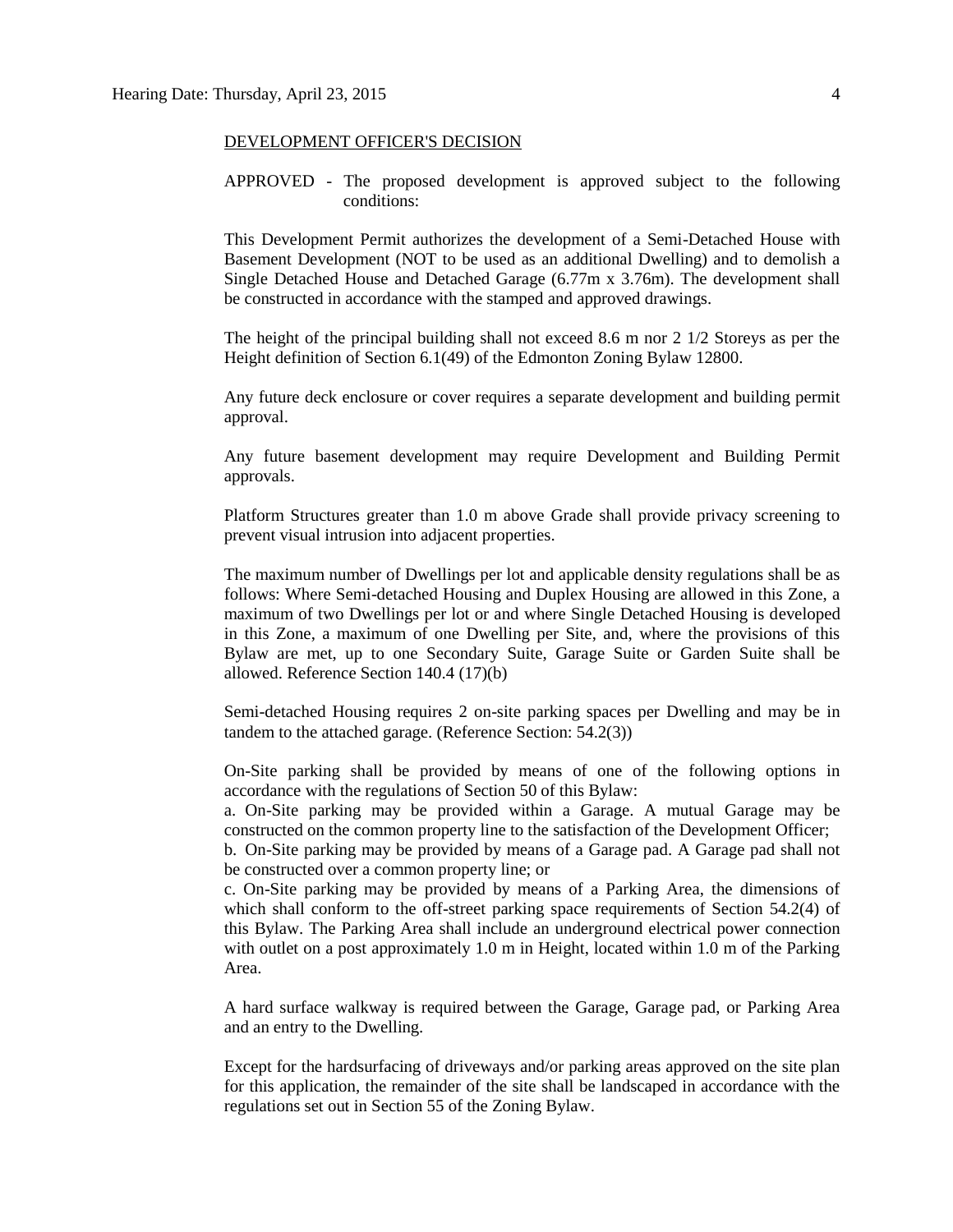DEVELOPMENT OFFICER'S DECISION

APPROVED - The proposed development is approved subject to the following conditions:

This Development Permit authorizes the development of a Semi-Detached House with Basement Development (NOT to be used as an additional Dwelling) and to demolish a Single Detached House and Detached Garage (6.77m x 3.76m). The development shall be constructed in accordance with the stamped and approved drawings.

The height of the principal building shall not exceed 8.6 m nor 2 1/2 Storeys as per the Height definition of Section 6.1(49) of the Edmonton Zoning Bylaw 12800.

Any future deck enclosure or cover requires a separate development and building permit approval.

Any future basement development may require Development and Building Permit approvals.

Platform Structures greater than 1.0 m above Grade shall provide privacy screening to prevent visual intrusion into adjacent properties.

The maximum number of Dwellings per lot and applicable density regulations shall be as follows: Where Semi-detached Housing and Duplex Housing are allowed in this Zone, a maximum of two Dwellings per lot or and where Single Detached Housing is developed in this Zone, a maximum of one Dwelling per Site, and, where the provisions of this Bylaw are met, up to one Secondary Suite, Garage Suite or Garden Suite shall be allowed. Reference Section 140.4 (17)(b)

Semi-detached Housing requires 2 on-site parking spaces per Dwelling and may be in tandem to the attached garage. (Reference Section: 54.2(3))

On-Site parking shall be provided by means of one of the following options in accordance with the regulations of Section 50 of this Bylaw:

a. On-Site parking may be provided within a Garage. A mutual Garage may be constructed on the common property line to the satisfaction of the Development Officer;

b. On-Site parking may be provided by means of a Garage pad. A Garage pad shall not be constructed over a common property line; or

c. On-Site parking may be provided by means of a Parking Area, the dimensions of which shall conform to the off-street parking space requirements of Section 54.2(4) of this Bylaw. The Parking Area shall include an underground electrical power connection with outlet on a post approximately 1.0 m in Height, located within 1.0 m of the Parking Area.

A hard surface walkway is required between the Garage, Garage pad, or Parking Area and an entry to the Dwelling.

Except for the hardsurfacing of driveways and/or parking areas approved on the site plan for this application, the remainder of the site shall be landscaped in accordance with the regulations set out in Section 55 of the Zoning Bylaw.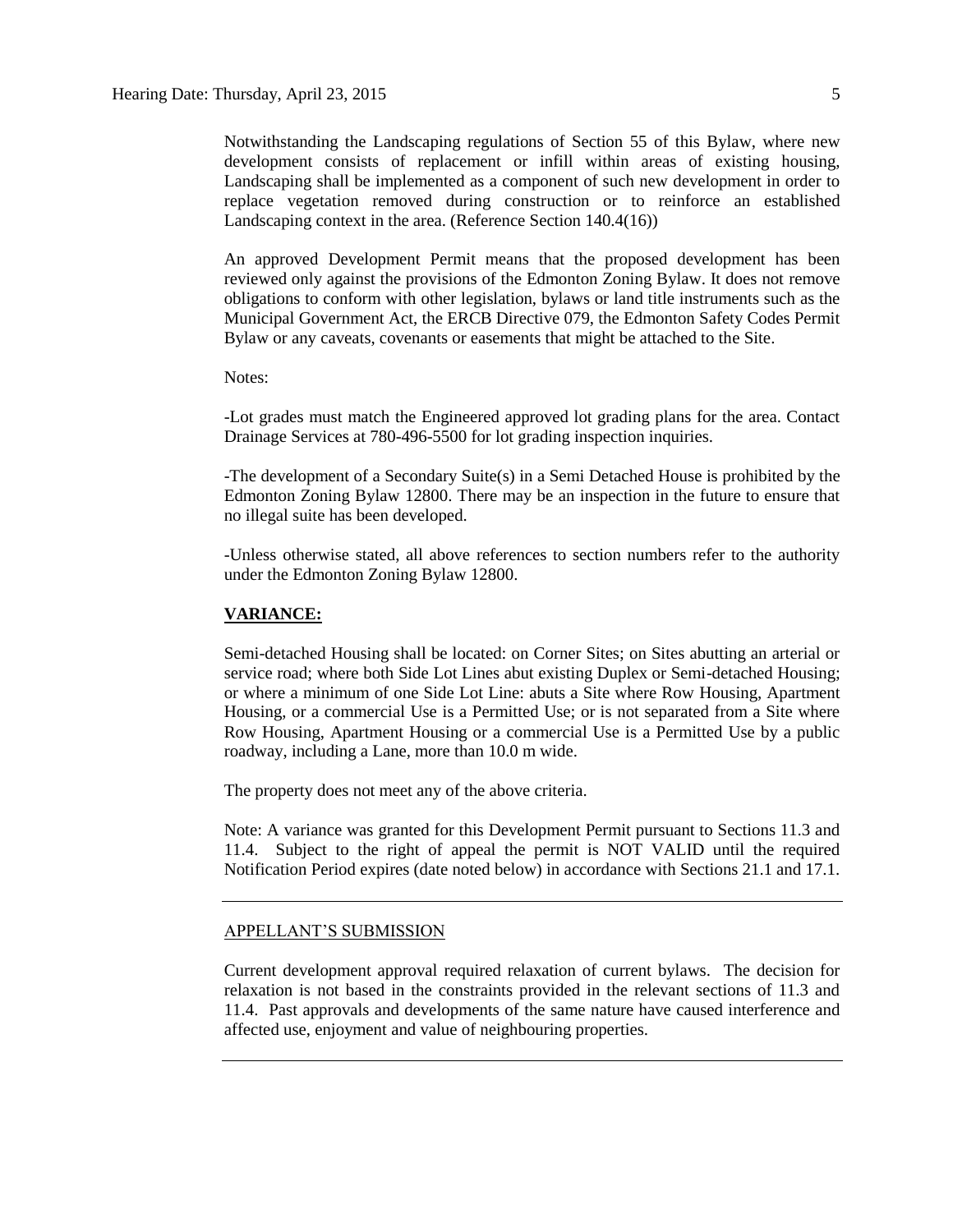Notwithstanding the Landscaping regulations of Section 55 of this Bylaw, where new development consists of replacement or infill within areas of existing housing, Landscaping shall be implemented as a component of such new development in order to replace vegetation removed during construction or to reinforce an established Landscaping context in the area. (Reference Section 140.4(16))

An approved Development Permit means that the proposed development has been reviewed only against the provisions of the Edmonton Zoning Bylaw. It does not remove obligations to conform with other legislation, bylaws or land title instruments such as the Municipal Government Act, the ERCB Directive 079, the Edmonton Safety Codes Permit Bylaw or any caveats, covenants or easements that might be attached to the Site.

Notes:

-Lot grades must match the Engineered approved lot grading plans for the area. Contact Drainage Services at 780-496-5500 for lot grading inspection inquiries.

-The development of a Secondary Suite(s) in a Semi Detached House is prohibited by the Edmonton Zoning Bylaw 12800. There may be an inspection in the future to ensure that no illegal suite has been developed.

-Unless otherwise stated, all above references to section numbers refer to the authority under the Edmonton Zoning Bylaw 12800.

**VARIANCE:**

Semi-detached Housing shall be located: on Corner Sites; on Sites abutting an arterial or service road; where both Side Lot Lines abut existing Duplex or Semi-detached Housing; or where a minimum of one Side Lot Line: abuts a Site where Row Housing, Apartment Housing, or a commercial Use is a Permitted Use; or is not separated from a Site where Row Housing, Apartment Housing or a commercial Use is a Permitted Use by a public roadway, including a Lane, more than 10.0 m wide.

The property does not meet any of the above criteria.

Note: A variance was granted for this Development Permit pursuant to Sections 11.3 and 11.4. Subject to the right of appeal the permit is NOT VALID until the required Notification Period expires (date noted below) in accordance with Sections 21.1 and 17.1.

---

APPELLANT'S SUBMISSION

Current development approval required relaxation of current bylaws. The decision for relaxation is not based in the constraints provided in the relevant sections of 11.3 and 11.4. Past approvals and developments of the same nature have caused interference and affected use, enjoyment and value of neighbouring properties.

---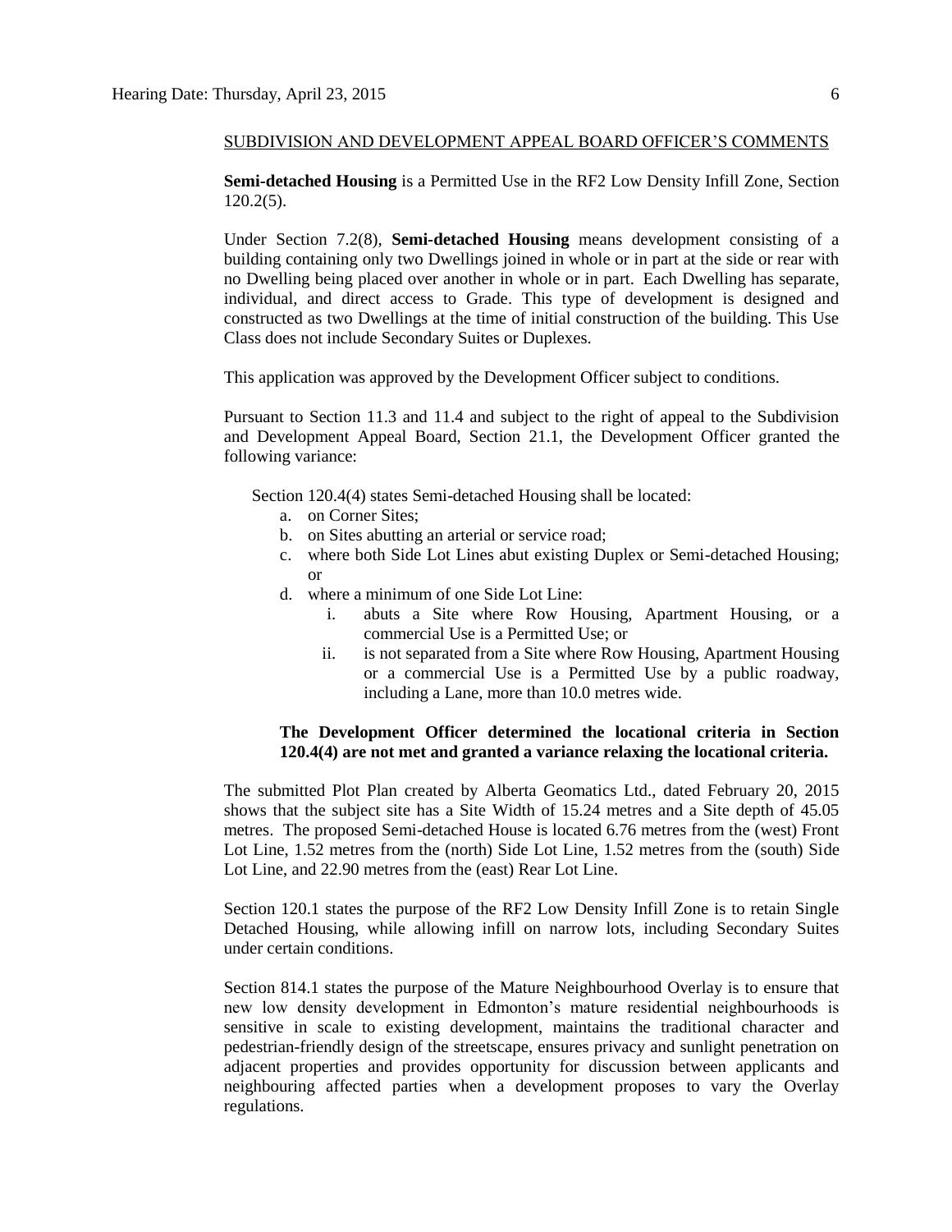SUBDIVISION AND DEVELOPMENT APPEAL BOARD OFFICER'S COMMENTS

**Semi-detached Housing** is a Permitted Use in the RF2 Low Density Infill Zone, Section 120.2(5).

Under Section 7.2(8), **Semi-detached Housing** means development consisting of a building containing only two Dwellings joined in whole or in part at the side or rear with no Dwelling being placed over another in whole or in part. Each Dwelling has separate, individual, and direct access to Grade. This type of development is designed and constructed as two Dwellings at the time of initial construction of the building. This Use Class does not include Secondary Suites or Duplexes.

This application was approved by the Development Officer subject to conditions.

Pursuant to Section 11.3 and 11.4 and subject to the right of appeal to the Subdivision and Development Appeal Board, Section 21.1, the Development Officer granted the following variance:

Section 120.4(4) states Semi-detached Housing shall be located:

a. on Corner Sites;
b. on Sites abutting an arterial or service road;
c. where both Side Lot Lines abut existing Duplex or Semi-detached Housing; or
d. where a minimum of one Side Lot Line:
    i. abuts a Site where Row Housing, Apartment Housing, or a commercial Use is a Permitted Use; or
    ii. is not separated from a Site where Row Housing, Apartment Housing or a commercial Use is a Permitted Use by a public roadway, including a Lane, more than 10.0 metres wide.

**The Development Officer determined the locational criteria in Section 120.4(4) are not met and granted a variance relaxing the locational criteria.**

The submitted Plot Plan created by Alberta Geomatics Ltd., dated February 20, 2015 shows that the subject site has a Site Width of 15.24 metres and a Site depth of 45.05 metres. The proposed Semi-detached House is located 6.76 metres from the (west) Front Lot Line, 1.52 metres from the (north) Side Lot Line, 1.52 metres from the (south) Side Lot Line, and 22.90 metres from the (east) Rear Lot Line.

Section 120.1 states the purpose of the RF2 Low Density Infill Zone is to retain Single Detached Housing, while allowing infill on narrow lots, including Secondary Suites under certain conditions.

Section 814.1 states the purpose of the Mature Neighbourhood Overlay is to ensure that new low density development in Edmonton's mature residential neighbourhoods is sensitive in scale to existing development, maintains the traditional character and pedestrian-friendly design of the streetscape, ensures privacy and sunlight penetration on adjacent properties and provides opportunity for discussion between applicants and neighbouring affected parties when a development proposes to vary the Overlay regulations.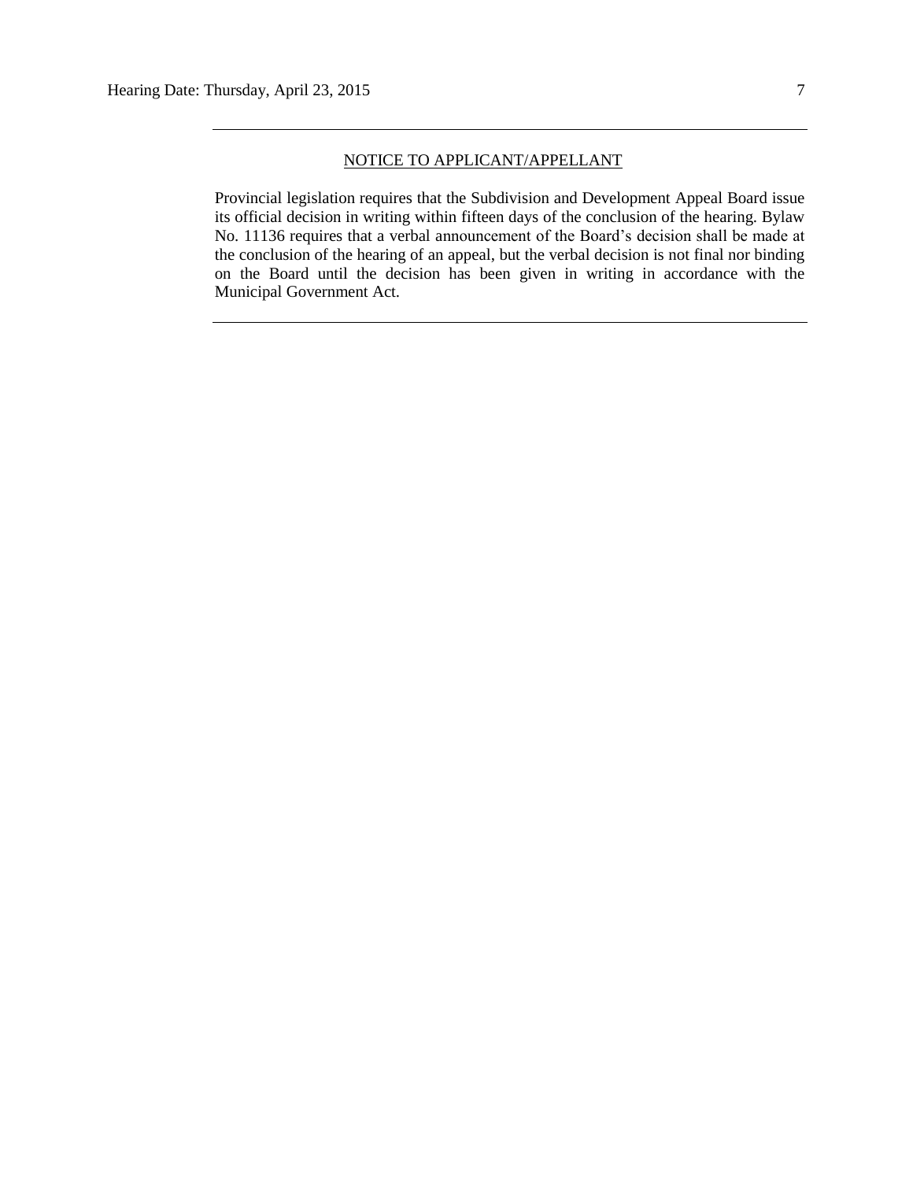---

NOTICE TO APPLICANT/APPELLANT

Provincial legislation requires that the Subdivision and Development Appeal Board issue its official decision in writing within fifteen days of the conclusion of the hearing. Bylaw No. 11136 requires that a verbal announcement of the Board's decision shall be made at the conclusion of the hearing of an appeal, but the verbal decision is not final nor binding on the Board until the decision has been given in writing in accordance with the Municipal Government Act.

---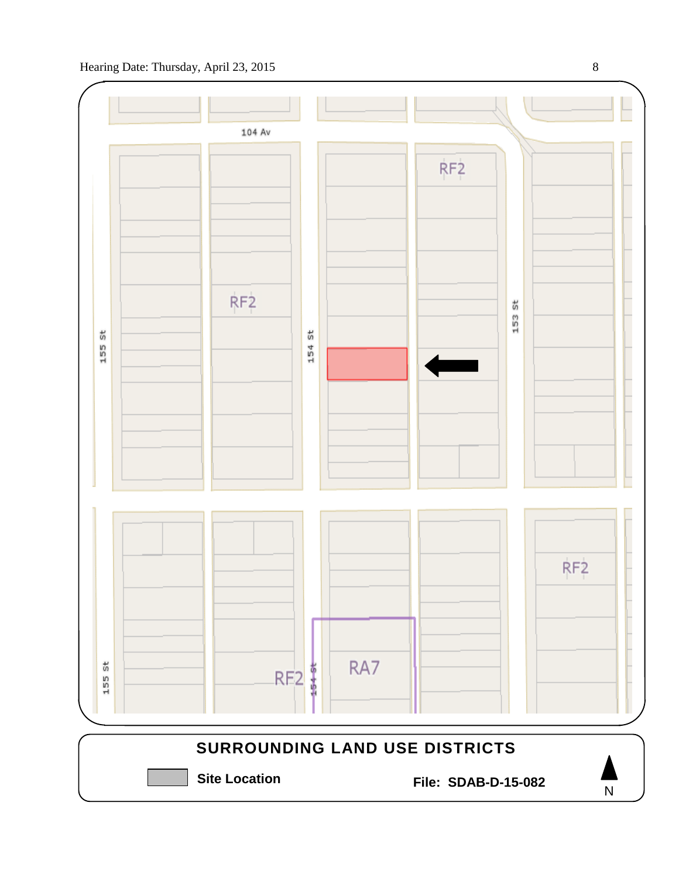104 Av

RF2

RF2

155 St

154 St

153 St

RF2

RA7

RF2

154 St

155 St

**SURROUNDING LAND USE DISTRICTS**

**Site Location**

**File: SDAB-D-15-082**

N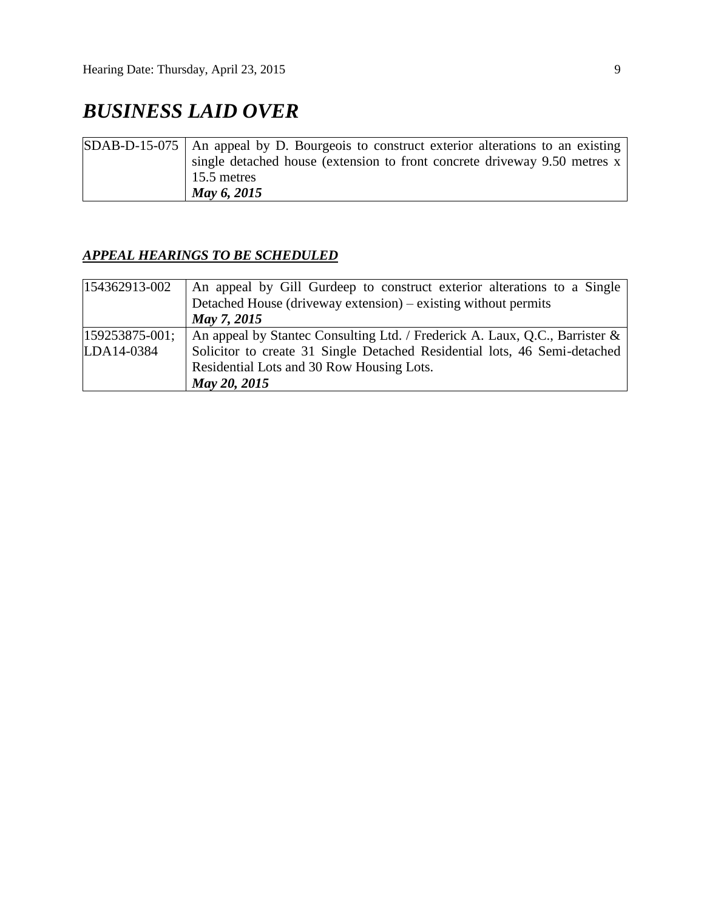# *BUSINESS LAID OVER*

| | |
|---|---|
| SDAB-D-15-075 | An appeal by D. Bourgeois to construct exterior alterations to an existing single detached house (extension to front concrete driveway 9.50 metres x 15.5 metres<br>***May 6, 2015*** |

## ***APPEAL HEARINGS TO BE SCHEDULED***

| | |
|---|---|
| 154362913-002 | An appeal by Gill Gurdeep to construct exterior alterations to a Single Detached House (driveway extension) – existing without permits<br>***May 7, 2015*** |
| 159253875-001; LDA14-0384 | An appeal by Stantec Consulting Ltd. / Frederick A. Laux, Q.C., Barrister & Solicitor to create 31 Single Detached Residential lots, 46 Semi-detached Residential Lots and 30 Row Housing Lots.<br>***May 20, 2015*** |